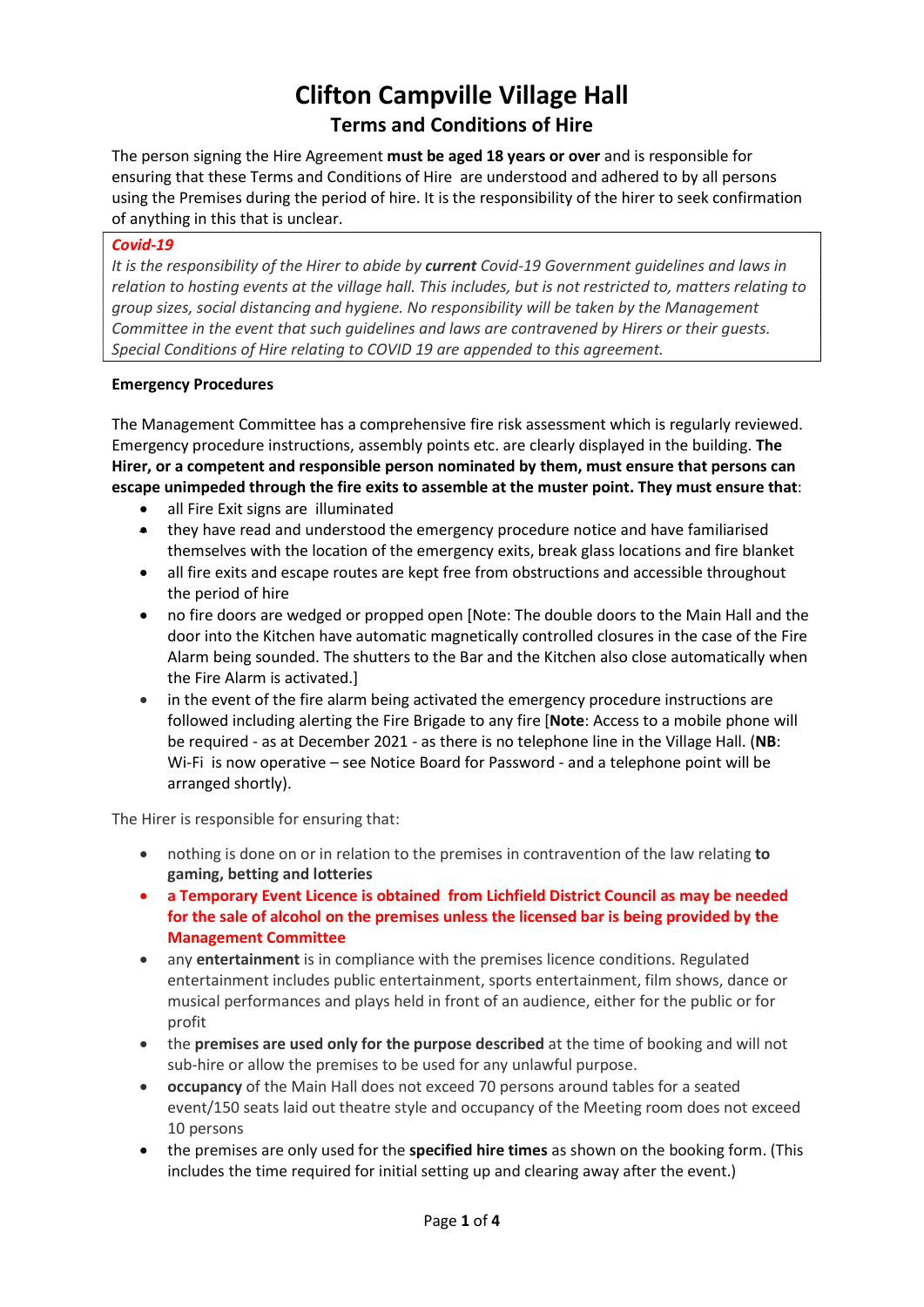# Clifton Campville Village Hall

## Terms and Conditions of Hire

The person signing the Hire Agreement **must be aged 18 years or over** and is responsible for ensuring that these Terms and Conditions of Hire are understood and adhered to by all persons using the Premises during the period of hire. It is the responsibility of the hirer to seek confirmation of anything in this that is unclear.

***Covid-19***

*It is the responsibility of the Hirer to abide by **current** Covid-19 Government guidelines and laws in relation to hosting events at the village hall. This includes, but is not restricted to, matters relating to group sizes, social distancing and hygiene. No responsibility will be taken by the Management Committee in the event that such guidelines and laws are contravened by Hirers or their guests. Special Conditions of Hire relating to COVID 19 are appended to this agreement.*

**Emergency Procedures**

The Management Committee has a comprehensive fire risk assessment which is regularly reviewed. Emergency procedure instructions, assembly points etc. are clearly displayed in the building. **The Hirer, or a competent and responsible person nominated by them, must ensure that persons can escape unimpeded through the fire exits to assemble at the muster point. They must ensure that**:

- all Fire Exit signs are illuminated
- they have read and understood the emergency procedure notice and have familiarised themselves with the location of the emergency exits, break glass locations and fire blanket
- all fire exits and escape routes are kept free from obstructions and accessible throughout the period of hire
- no fire doors are wedged or propped open [Note: The double doors to the Main Hall and the door into the Kitchen have automatic magnetically controlled closures in the case of the Fire Alarm being sounded. The shutters to the Bar and the Kitchen also close automatically when the Fire Alarm is activated.]
- in the event of the fire alarm being activated the emergency procedure instructions are followed including alerting the Fire Brigade to any fire [**Note**: Access to a mobile phone will be required - as at December 2021 - as there is no telephone line in the Village Hall. (**NB**: Wi-Fi is now operative – see Notice Board for Password - and a telephone point will be arranged shortly).

The Hirer is responsible for ensuring that:

- nothing is done on or in relation to the premises in contravention of the law relating **to gaming, betting and lotteries**
- **a Temporary Event Licence is obtained from Lichfield District Council as may be needed for the sale of alcohol on the premises unless the licensed bar is being provided by the Management Committee**
- any **entertainment** is in compliance with the premises licence conditions. Regulated entertainment includes public entertainment, sports entertainment, film shows, dance or musical performances and plays held in front of an audience, either for the public or for profit
- the **premises are used only for the purpose described** at the time of booking and will not sub-hire or allow the premises to be used for any unlawful purpose.
- **occupancy** of the Main Hall does not exceed 70 persons around tables for a seated event/150 seats laid out theatre style and occupancy of the Meeting room does not exceed 10 persons
- the premises are only used for the **specified hire times** as shown on the booking form. (This includes the time required for initial setting up and clearing away after the event.)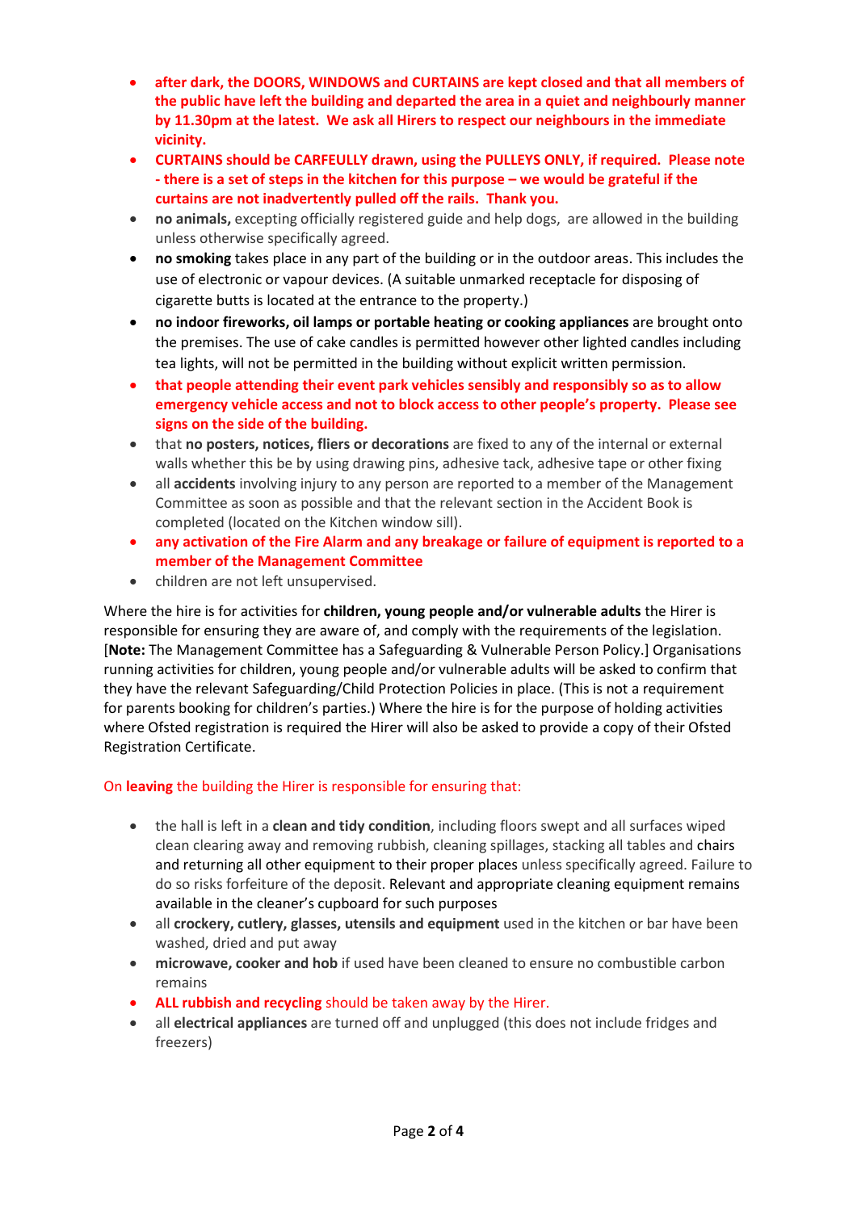- **after dark, the DOORS, WINDOWS and CURTAINS are kept closed and that all members of the public have left the building and departed the area in a quiet and neighbourly manner by 11.30pm at the latest. We ask all Hirers to respect our neighbours in the immediate vicinity.**
- **CURTAINS should be CARFEULLY drawn, using the PULLEYS ONLY, if required. Please note - there is a set of steps in the kitchen for this purpose – we would be grateful if the curtains are not inadvertently pulled off the rails. Thank you.**
- **no animals,** excepting officially registered guide and help dogs, are allowed in the building unless otherwise specifically agreed.
- **no smoking** takes place in any part of the building or in the outdoor areas. This includes the use of electronic or vapour devices. (A suitable unmarked receptacle for disposing of cigarette butts is located at the entrance to the property.)
- **no indoor fireworks, oil lamps or portable heating or cooking appliances** are brought onto the premises. The use of cake candles is permitted however other lighted candles including tea lights, will not be permitted in the building without explicit written permission.
- **that people attending their event park vehicles sensibly and responsibly so as to allow emergency vehicle access and not to block access to other people's property. Please see signs on the side of the building.**
- that **no posters, notices, fliers or decorations** are fixed to any of the internal or external walls whether this be by using drawing pins, adhesive tack, adhesive tape or other fixing
- all **accidents** involving injury to any person are reported to a member of the Management Committee as soon as possible and that the relevant section in the Accident Book is completed (located on the Kitchen window sill).
- **any activation of the Fire Alarm and any breakage or failure of equipment is reported to a member of the Management Committee**
- children are not left unsupervised.

Where the hire is for activities for **children, young people and/or vulnerable adults** the Hirer is responsible for ensuring they are aware of, and comply with the requirements of the legislation. [**Note:** The Management Committee has a Safeguarding & Vulnerable Person Policy.] Organisations running activities for children, young people and/or vulnerable adults will be asked to confirm that they have the relevant Safeguarding/Child Protection Policies in place. (This is not a requirement for parents booking for children's parties.) Where the hire is for the purpose of holding activities where Ofsted registration is required the Hirer will also be asked to provide a copy of their Ofsted Registration Certificate.

On **leaving** the building the Hirer is responsible for ensuring that:

- the hall is left in a **clean and tidy condition**, including floors swept and all surfaces wiped clean clearing away and removing rubbish, cleaning spillages, stacking all tables and chairs and returning all other equipment to their proper places unless specifically agreed. Failure to do so risks forfeiture of the deposit. Relevant and appropriate cleaning equipment remains available in the cleaner's cupboard for such purposes
- all **crockery, cutlery, glasses, utensils and equipment** used in the kitchen or bar have been washed, dried and put away
- **microwave, cooker and hob** if used have been cleaned to ensure no combustible carbon remains
- **ALL rubbish and recycling** should be taken away by the Hirer.
- all **electrical appliances** are turned off and unplugged (this does not include fridges and freezers)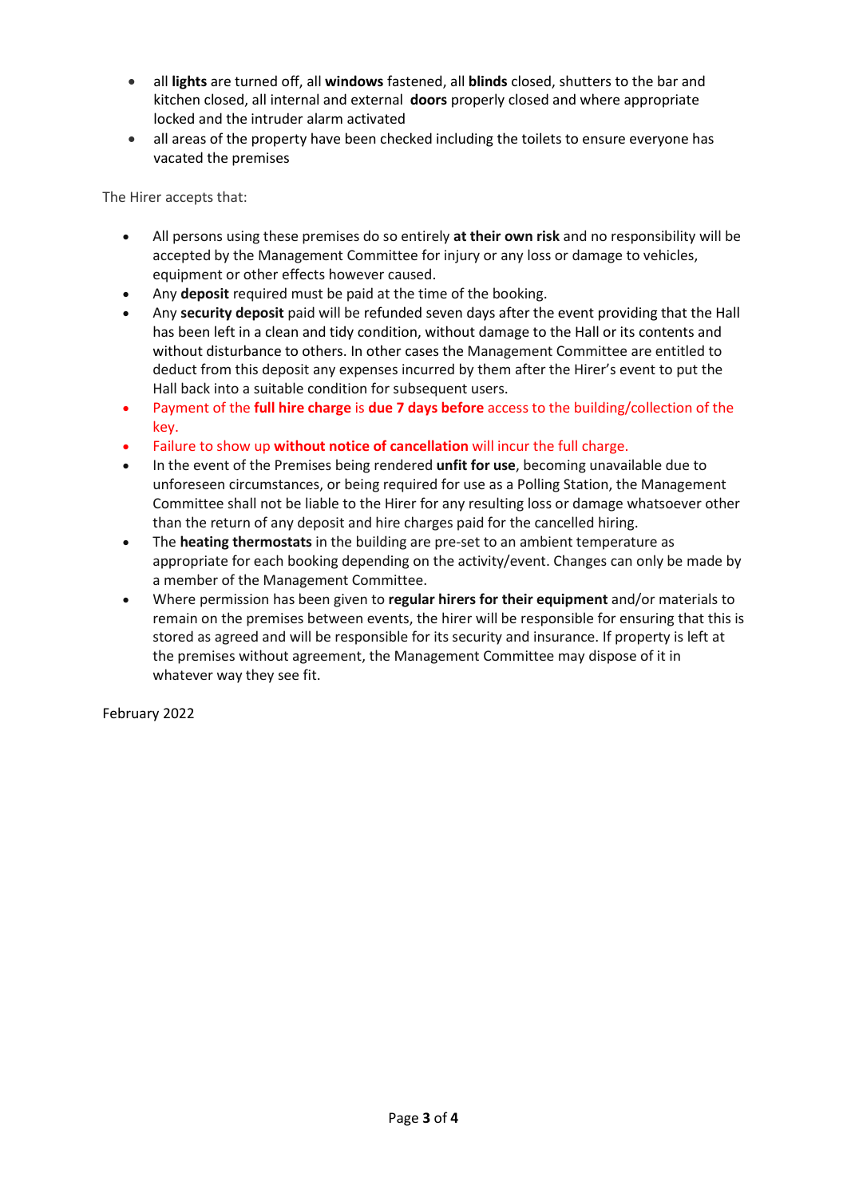- all **lights** are turned off, all **windows** fastened, all **blinds** closed, shutters to the bar and kitchen closed, all internal and external **doors** properly closed and where appropriate locked and the intruder alarm activated
- all areas of the property have been checked including the toilets to ensure everyone has vacated the premises

The Hirer accepts that:

- All persons using these premises do so entirely **at their own risk** and no responsibility will be accepted by the Management Committee for injury or any loss or damage to vehicles, equipment or other effects however caused.
- Any **deposit** required must be paid at the time of the booking.
- Any **security deposit** paid will be refunded seven days after the event providing that the Hall has been left in a clean and tidy condition, without damage to the Hall or its contents and without disturbance to others. In other cases the Management Committee are entitled to deduct from this deposit any expenses incurred by them after the Hirer's event to put the Hall back into a suitable condition for subsequent users.
- Payment of the **full hire charge** is **due 7 days before** access to the building/collection of the key.
- Failure to show up **without notice of cancellation** will incur the full charge.
- In the event of the Premises being rendered **unfit for use**, becoming unavailable due to unforeseen circumstances, or being required for use as a Polling Station, the Management Committee shall not be liable to the Hirer for any resulting loss or damage whatsoever other than the return of any deposit and hire charges paid for the cancelled hiring.
- The **heating thermostats** in the building are pre-set to an ambient temperature as appropriate for each booking depending on the activity/event. Changes can only be made by a member of the Management Committee.
- Where permission has been given to **regular hirers for their equipment** and/or materials to remain on the premises between events, the hirer will be responsible for ensuring that this is stored as agreed and will be responsible for its security and insurance. If property is left at the premises without agreement, the Management Committee may dispose of it in whatever way they see fit.

February 2022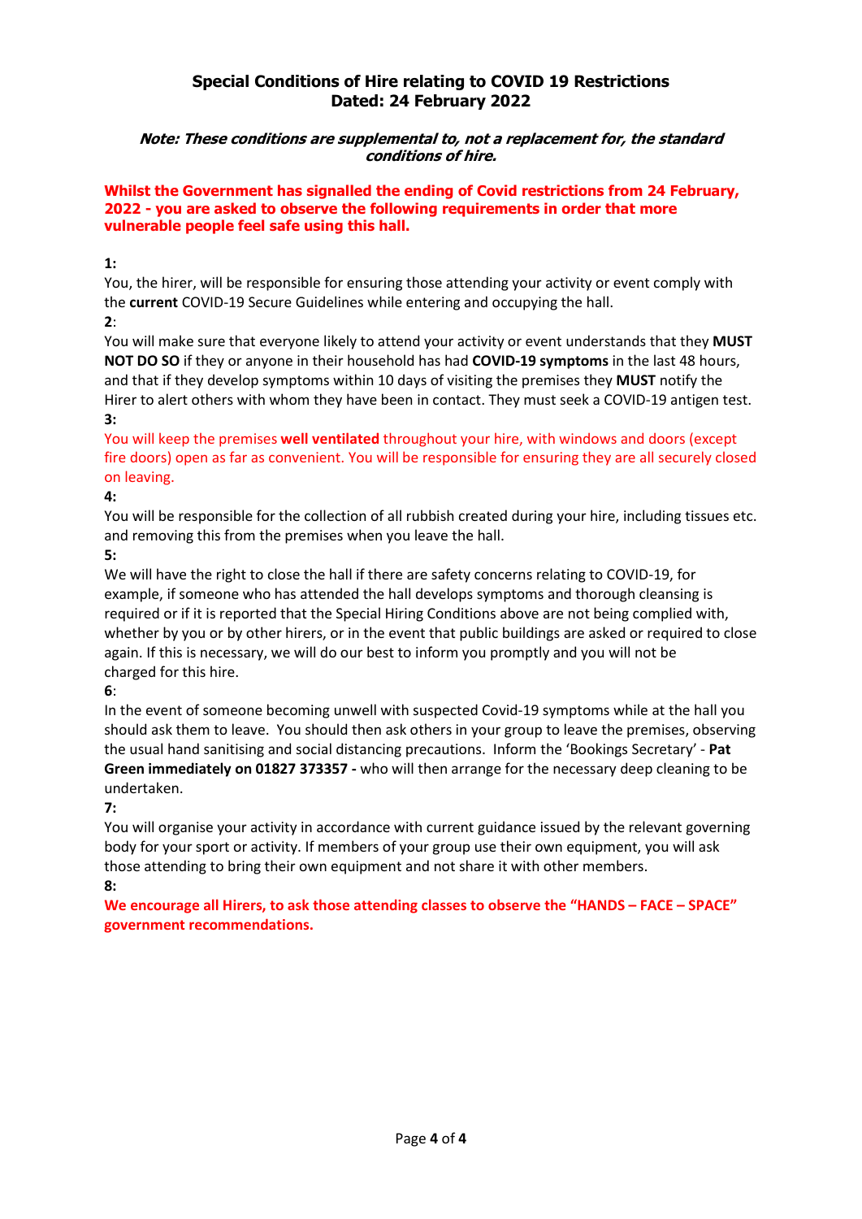# Special Conditions of Hire relating to COVID 19 Restrictions
# Dated: 24 February 2022

***Note: These conditions are supplemental to, not a replacement for, the standard conditions of hire.***

**Whilst the Government has signalled the ending of Covid restrictions from 24 February, 2022 - you are asked to observe the following requirements in order that more vulnerable people feel safe using this hall.**

**1:**
You, the hirer, will be responsible for ensuring those attending your activity or event comply with the **current** COVID-19 Secure Guidelines while entering and occupying the hall.

**2**:
You will make sure that everyone likely to attend your activity or event understands that they **MUST NOT DO SO** if they or anyone in their household has had **COVID-19 symptoms** in the last 48 hours, and that if they develop symptoms within 10 days of visiting the premises they **MUST** notify the Hirer to alert others with whom they have been in contact. They must seek a COVID-19 antigen test.

**3:**
You will keep the premises **well ventilated** throughout your hire, with windows and doors (except fire doors) open as far as convenient. You will be responsible for ensuring they are all securely closed on leaving.

**4:**
You will be responsible for the collection of all rubbish created during your hire, including tissues etc. and removing this from the premises when you leave the hall.

**5:**
We will have the right to close the hall if there are safety concerns relating to COVID-19, for example, if someone who has attended the hall develops symptoms and thorough cleansing is required or if it is reported that the Special Hiring Conditions above are not being complied with, whether by you or by other hirers, or in the event that public buildings are asked or required to close again. If this is necessary, we will do our best to inform you promptly and you will not be charged for this hire.

**6**:
In the event of someone becoming unwell with suspected Covid-19 symptoms while at the hall you should ask them to leave. You should then ask others in your group to leave the premises, observing the usual hand sanitising and social distancing precautions. Inform the 'Bookings Secretary' - **Pat Green immediately on 01827 373357 -** who will then arrange for the necessary deep cleaning to be undertaken.

**7:**
You will organise your activity in accordance with current guidance issued by the relevant governing body for your sport or activity. If members of your group use their own equipment, you will ask those attending to bring their own equipment and not share it with other members.

**8:**
**We encourage all Hirers, to ask those attending classes to observe the "HANDS – FACE – SPACE" government recommendations.**